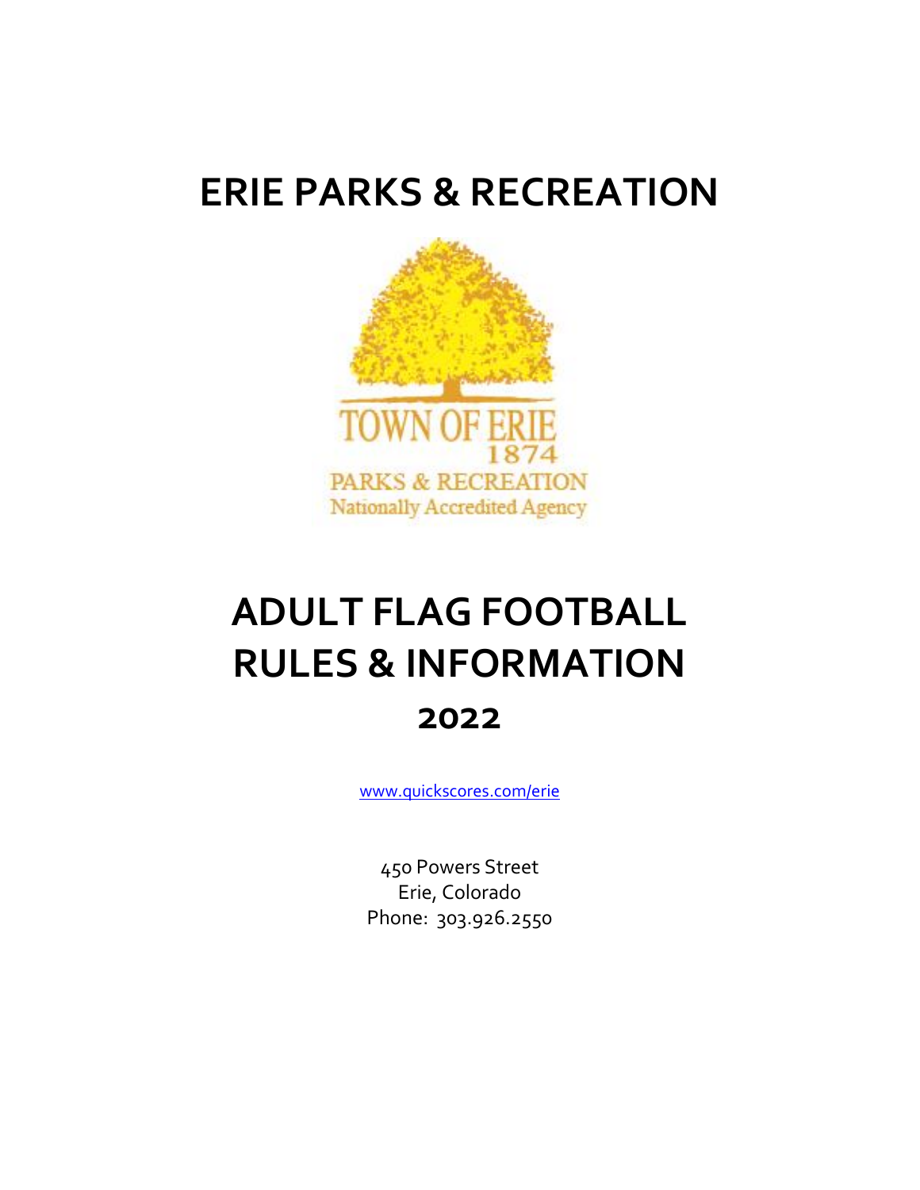# ERIE PARKS & RECREATION

TOWN OF ERIE
1874
PARKS & RECREATION
Nationally Accredited Agency

# ADULT FLAG FOOTBALL RULES & INFORMATION

## 2022

www.quickscores.com/erie

450 Powers Street
Erie, Colorado
Phone: 303.926.2550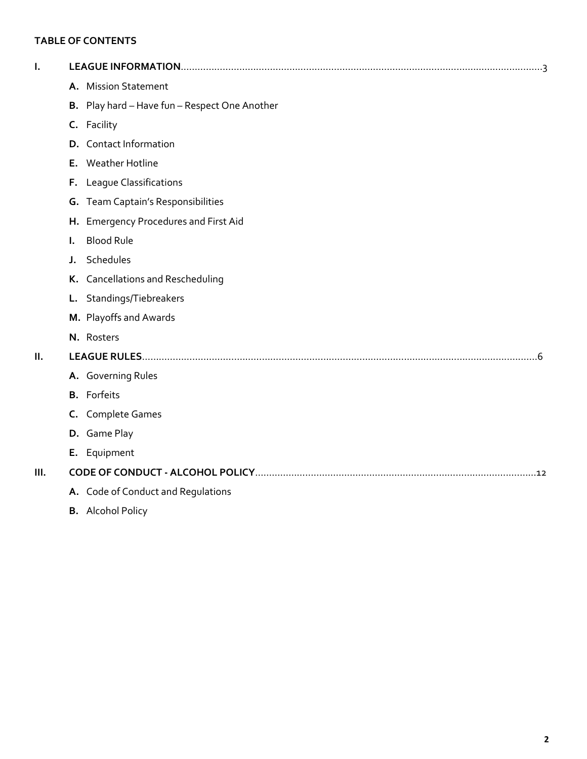**TABLE OF CONTENTS**

**I. LEAGUE INFORMATION**..........3

- **A.** Mission Statement
- **B.** Play hard – Have fun – Respect One Another
- **C.** Facility
- **D.** Contact Information
- **E.** Weather Hotline
- **F.** League Classifications
- **G.** Team Captain's Responsibilities
- **H.** Emergency Procedures and First Aid
- **I.** Blood Rule
- **J.** Schedules
- **K.** Cancellations and Rescheduling
- **L.** Standings/Tiebreakers
- **M.** Playoffs and Awards
- **N.** Rosters

**II. LEAGUE RULES**..........6

- **A.** Governing Rules
- **B.** Forfeits
- **C.** Complete Games
- **D.** Game Play
- **E.** Equipment

**III. CODE OF CONDUCT - ALCOHOL POLICY**..........12

- **A.** Code of Conduct and Regulations
- **B.** Alcohol Policy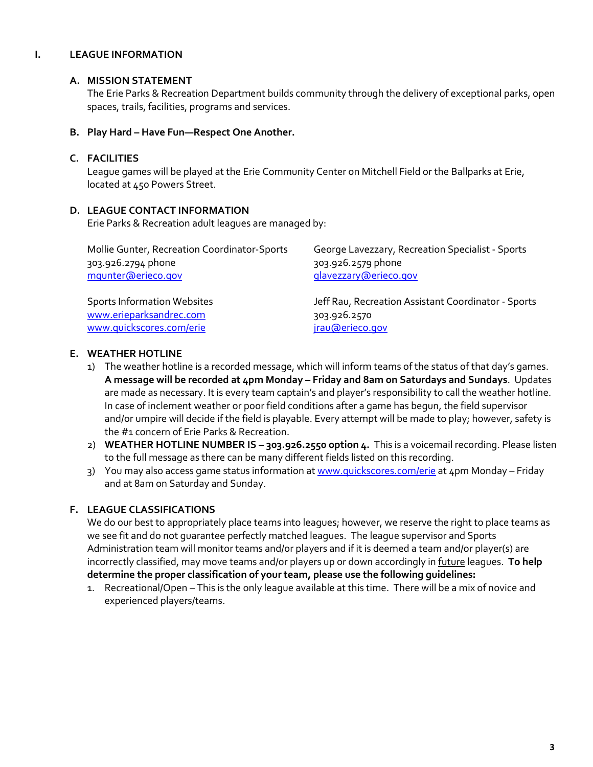# I. LEAGUE INFORMATION

## A. MISSION STATEMENT

The Erie Parks & Recreation Department builds community through the delivery of exceptional parks, open spaces, trails, facilities, programs and services.

## B. Play Hard – Have Fun—Respect One Another.

## C. FACILITIES

League games will be played at the Erie Community Center on Mitchell Field or the Ballparks at Erie, located at 450 Powers Street.

## D. LEAGUE CONTACT INFORMATION

Erie Parks & Recreation adult leagues are managed by:

Mollie Gunter, Recreation Coordinator-Sports
303.926.2794 phone
mgunter@erieco.gov

George Lavezzary, Recreation Specialist - Sports
303.926.2579 phone
glavezzary@erieco.gov

Sports Information Websites
www.erieparksandrec.com
www.quickscores.com/erie

Jeff Rau, Recreation Assistant Coordinator - Sports
303.926.2570
jrau@erieco.gov

## E. WEATHER HOTLINE

1) The weather hotline is a recorded message, which will inform teams of the status of that day's games. **A message will be recorded at 4pm Monday – Friday and 8am on Saturdays and Sundays**. Updates are made as necessary. It is every team captain's and player's responsibility to call the weather hotline. In case of inclement weather or poor field conditions after a game has begun, the field supervisor and/or umpire will decide if the field is playable. Every attempt will be made to play; however, safety is the #1 concern of Erie Parks & Recreation.
2) **WEATHER HOTLINE NUMBER IS – 303.926.2550 option 4.** This is a voicemail recording. Please listen to the full message as there can be many different fields listed on this recording.
3) You may also access game status information at www.quickscores.com/erie at 4pm Monday – Friday and at 8am on Saturday and Sunday.

## F. LEAGUE CLASSIFICATIONS

We do our best to appropriately place teams into leagues; however, we reserve the right to place teams as we see fit and do not guarantee perfectly matched leagues. The league supervisor and Sports Administration team will monitor teams and/or players and if it is deemed a team and/or player(s) are incorrectly classified, may move teams and/or players up or down accordingly in future leagues. **To help determine the proper classification of your team, please use the following guidelines:**

1. Recreational/Open – This is the only league available at this time. There will be a mix of novice and experienced players/teams.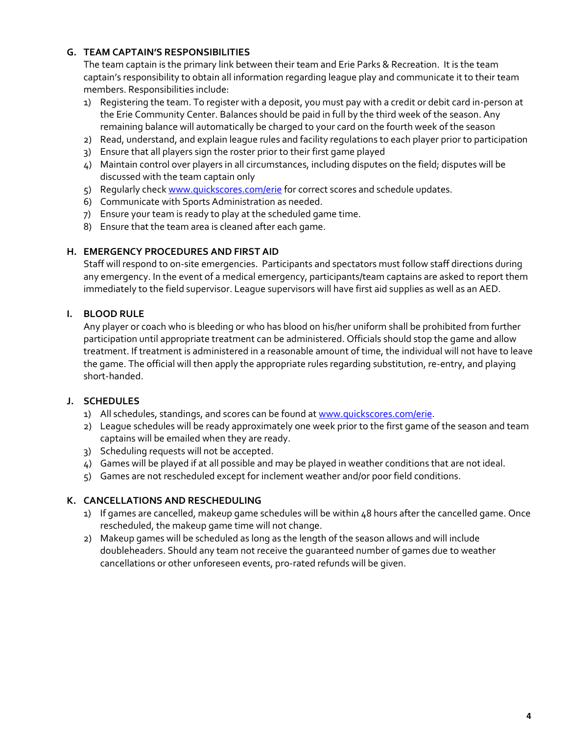### G. TEAM CAPTAIN'S RESPONSIBILITIES

The team captain is the primary link between their team and Erie Parks & Recreation. It is the team captain's responsibility to obtain all information regarding league play and communicate it to their team members. Responsibilities include:

1) Registering the team. To register with a deposit, you must pay with a credit or debit card in-person at the Erie Community Center. Balances should be paid in full by the third week of the season. Any remaining balance will automatically be charged to your card on the fourth week of the season
2) Read, understand, and explain league rules and facility regulations to each player prior to participation
3) Ensure that all players sign the roster prior to their first game played
4) Maintain control over players in all circumstances, including disputes on the field; disputes will be discussed with the team captain only
5) Regularly check www.quickscores.com/erie for correct scores and schedule updates.
6) Communicate with Sports Administration as needed.
7) Ensure your team is ready to play at the scheduled game time.
8) Ensure that the team area is cleaned after each game.

### H. EMERGENCY PROCEDURES AND FIRST AID

Staff will respond to on-site emergencies. Participants and spectators must follow staff directions during any emergency. In the event of a medical emergency, participants/team captains are asked to report them immediately to the field supervisor. League supervisors will have first aid supplies as well as an AED.

### I. BLOOD RULE

Any player or coach who is bleeding or who has blood on his/her uniform shall be prohibited from further participation until appropriate treatment can be administered. Officials should stop the game and allow treatment. If treatment is administered in a reasonable amount of time, the individual will not have to leave the game. The official will then apply the appropriate rules regarding substitution, re-entry, and playing short-handed.

### J. SCHEDULES

1) All schedules, standings, and scores can be found at www.quickscores.com/erie.
2) League schedules will be ready approximately one week prior to the first game of the season and team captains will be emailed when they are ready.
3) Scheduling requests will not be accepted.
4) Games will be played if at all possible and may be played in weather conditions that are not ideal.
5) Games are not rescheduled except for inclement weather and/or poor field conditions.

### K. CANCELLATIONS AND RESCHEDULING

1) If games are cancelled, makeup game schedules will be within 48 hours after the cancelled game. Once rescheduled, the makeup game time will not change.
2) Makeup games will be scheduled as long as the length of the season allows and will include doubleheaders. Should any team not receive the guaranteed number of games due to weather cancellations or other unforeseen events, pro-rated refunds will be given.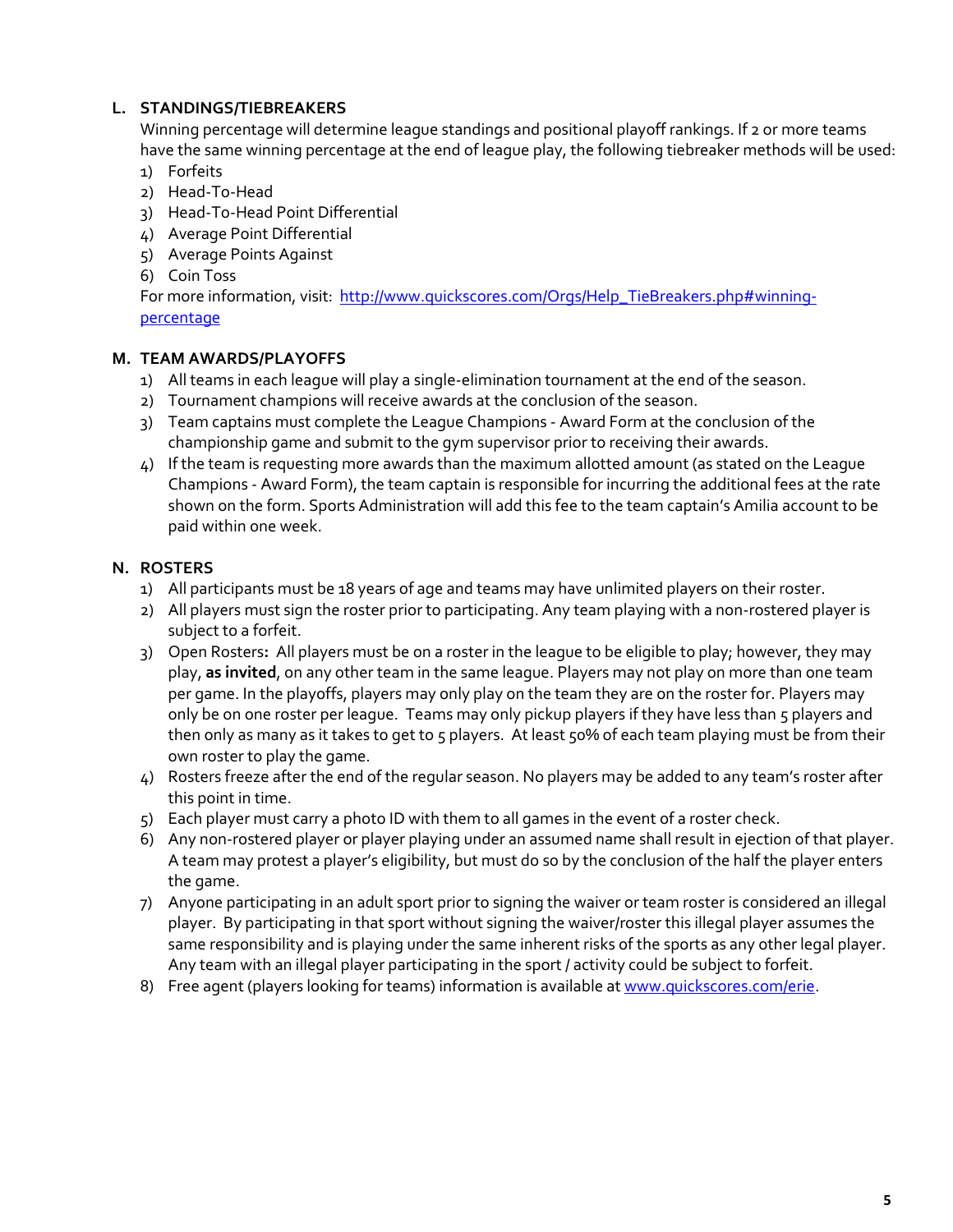## L. STANDINGS/TIEBREAKERS

Winning percentage will determine league standings and positional playoff rankings. If 2 or more teams have the same winning percentage at the end of league play, the following tiebreaker methods will be used:

1) Forfeits
2) Head-To-Head
3) Head-To-Head Point Differential
4) Average Point Differential
5) Average Points Against
6) Coin Toss

For more information, visit: [http://www.quickscores.com/Orgs/Help_TieBreakers.php#winning-percentage](http://www.quickscores.com/Orgs/Help_TieBreakers.php#winning-percentage)

## M. TEAM AWARDS/PLAYOFFS

1) All teams in each league will play a single-elimination tournament at the end of the season.
2) Tournament champions will receive awards at the conclusion of the season.
3) Team captains must complete the League Champions - Award Form at the conclusion of the championship game and submit to the gym supervisor prior to receiving their awards.
4) If the team is requesting more awards than the maximum allotted amount (as stated on the League Champions - Award Form), the team captain is responsible for incurring the additional fees at the rate shown on the form. Sports Administration will add this fee to the team captain's Amilia account to be paid within one week.

## N. ROSTERS

1) All participants must be 18 years of age and teams may have unlimited players on their roster.
2) All players must sign the roster prior to participating. Any team playing with a non-rostered player is subject to a forfeit.
3) Open Rosters**:** All players must be on a roster in the league to be eligible to play; however, they may play, **as invited**, on any other team in the same league. Players may not play on more than one team per game. In the playoffs, players may only play on the team they are on the roster for. Players may only be on one roster per league. Teams may only pickup players if they have less than 5 players and then only as many as it takes to get to 5 players. At least 50% of each team playing must be from their own roster to play the game.
4) Rosters freeze after the end of the regular season. No players may be added to any team's roster after this point in time.
5) Each player must carry a photo ID with them to all games in the event of a roster check.
6) Any non-rostered player or player playing under an assumed name shall result in ejection of that player. A team may protest a player's eligibility, but must do so by the conclusion of the half the player enters the game.
7) Anyone participating in an adult sport prior to signing the waiver or team roster is considered an illegal player. By participating in that sport without signing the waiver/roster this illegal player assumes the same responsibility and is playing under the same inherent risks of the sports as any other legal player. Any team with an illegal player participating in the sport / activity could be subject to forfeit.
8) Free agent (players looking for teams) information is available at [www.quickscores.com/erie](http://www.quickscores.com/erie).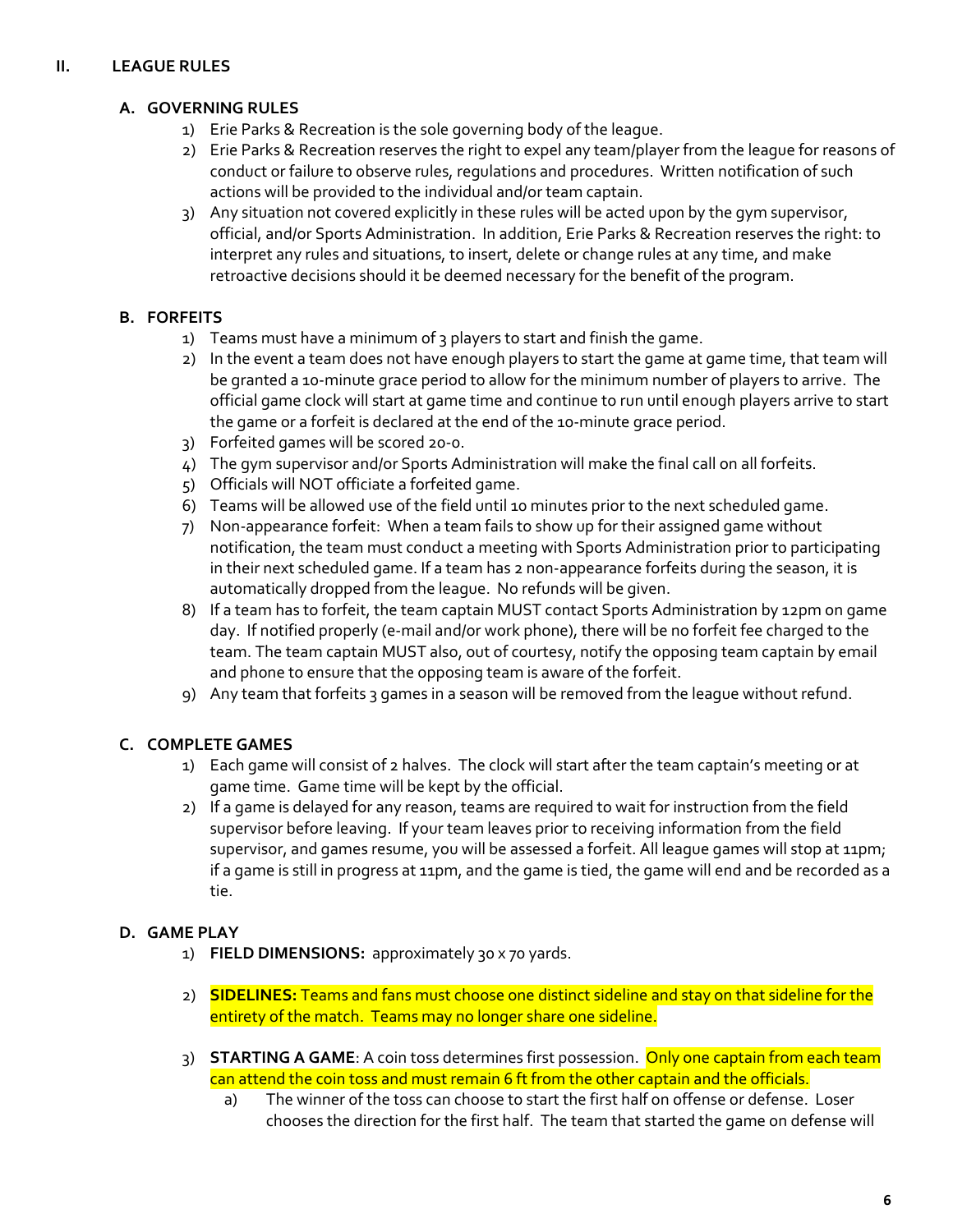## II. LEAGUE RULES

### A. GOVERNING RULES

1) Erie Parks & Recreation is the sole governing body of the league.
2) Erie Parks & Recreation reserves the right to expel any team/player from the league for reasons of conduct or failure to observe rules, regulations and procedures. Written notification of such actions will be provided to the individual and/or team captain.
3) Any situation not covered explicitly in these rules will be acted upon by the gym supervisor, official, and/or Sports Administration. In addition, Erie Parks & Recreation reserves the right: to interpret any rules and situations, to insert, delete or change rules at any time, and make retroactive decisions should it be deemed necessary for the benefit of the program.

### B. FORFEITS

1) Teams must have a minimum of 3 players to start and finish the game.
2) In the event a team does not have enough players to start the game at game time, that team will be granted a 10-minute grace period to allow for the minimum number of players to arrive. The official game clock will start at game time and continue to run until enough players arrive to start the game or a forfeit is declared at the end of the 10-minute grace period.
3) Forfeited games will be scored 20-0.
4) The gym supervisor and/or Sports Administration will make the final call on all forfeits.
5) Officials will NOT officiate a forfeited game.
6) Teams will be allowed use of the field until 10 minutes prior to the next scheduled game.
7) Non-appearance forfeit: When a team fails to show up for their assigned game without notification, the team must conduct a meeting with Sports Administration prior to participating in their next scheduled game. If a team has 2 non-appearance forfeits during the season, it is automatically dropped from the league. No refunds will be given.
8) If a team has to forfeit, the team captain MUST contact Sports Administration by 12pm on game day. If notified properly (e-mail and/or work phone), there will be no forfeit fee charged to the team. The team captain MUST also, out of courtesy, notify the opposing team captain by email and phone to ensure that the opposing team is aware of the forfeit.
9) Any team that forfeits 3 games in a season will be removed from the league without refund.

### C. COMPLETE GAMES

1) Each game will consist of 2 halves. The clock will start after the team captain's meeting or at game time. Game time will be kept by the official.
2) If a game is delayed for any reason, teams are required to wait for instruction from the field supervisor before leaving. If your team leaves prior to receiving information from the field supervisor, and games resume, you will be assessed a forfeit. All league games will stop at 11pm; if a game is still in progress at 11pm, and the game is tied, the game will end and be recorded as a tie.

### D. GAME PLAY

1) **FIELD DIMENSIONS:** approximately 30 x 70 yards.

2) **SIDELINES:** Teams and fans must choose one distinct sideline and stay on that sideline for the entirety of the match. Teams may no longer share one sideline.

3) **STARTING A GAME**: A coin toss determines first possession. Only one captain from each team can attend the coin toss and must remain 6 ft from the other captain and the officials.
   a) The winner of the toss can choose to start the first half on offense or defense. Loser chooses the direction for the first half. The team that started the game on defense will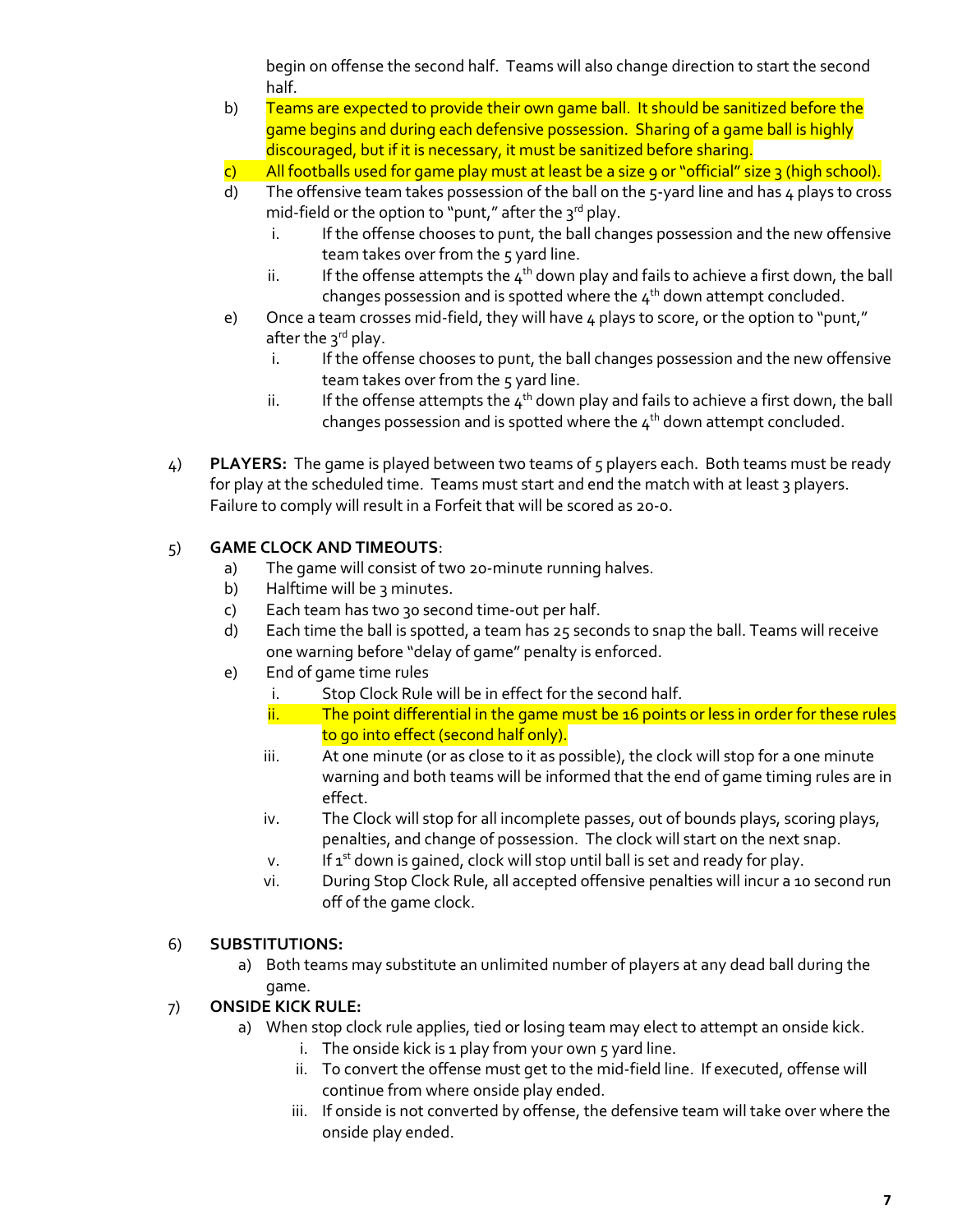begin on offense the second half. Teams will also change direction to start the second half.

b) Teams are expected to provide their own game ball. It should be sanitized before the game begins and during each defensive possession. Sharing of a game ball is highly discouraged, but if it is necessary, it must be sanitized before sharing.

c) All footballs used for game play must at least be a size 9 or "official" size 3 (high school).

d) The offensive team takes possession of the ball on the 5-yard line and has 4 plays to cross mid-field or the option to "punt," after the 3rd play.
   - i. If the offense chooses to punt, the ball changes possession and the new offensive team takes over from the 5 yard line.
   - ii. If the offense attempts the 4th down play and fails to achieve a first down, the ball changes possession and is spotted where the 4th down attempt concluded.

e) Once a team crosses mid-field, they will have 4 plays to score, or the option to "punt," after the 3rd play.
   - i. If the offense chooses to punt, the ball changes possession and the new offensive team takes over from the 5 yard line.
   - ii. If the offense attempts the 4th down play and fails to achieve a first down, the ball changes possession and is spotted where the 4th down attempt concluded.

4) **PLAYERS:** The game is played between two teams of 5 players each. Both teams must be ready for play at the scheduled time. Teams must start and end the match with at least 3 players. Failure to comply will result in a Forfeit that will be scored as 20-0.

5) **GAME CLOCK AND TIMEOUTS**:
   - a) The game will consist of two 20-minute running halves.
   - b) Halftime will be 3 minutes.
   - c) Each team has two 30 second time-out per half.
   - d) Each time the ball is spotted, a team has 25 seconds to snap the ball. Teams will receive one warning before "delay of game" penalty is enforced.
   - e) End of game time rules
     - i. Stop Clock Rule will be in effect for the second half.
     - ii. The point differential in the game must be 16 points or less in order for these rules to go into effect (second half only).
     - iii. At one minute (or as close to it as possible), the clock will stop for a one minute warning and both teams will be informed that the end of game timing rules are in effect.
     - iv. The Clock will stop for all incomplete passes, out of bounds plays, scoring plays, penalties, and change of possession. The clock will start on the next snap.
     - v. If 1st down is gained, clock will stop until ball is set and ready for play.
     - vi. During Stop Clock Rule, all accepted offensive penalties will incur a 10 second run off of the game clock.

6) **SUBSTITUTIONS:**
   - a) Both teams may substitute an unlimited number of players at any dead ball during the game.

7) **ONSIDE KICK RULE:**
   - a) When stop clock rule applies, tied or losing team may elect to attempt an onside kick.
     - i. The onside kick is 1 play from your own 5 yard line.
     - ii. To convert the offense must get to the mid-field line. If executed, offense will continue from where onside play ended.
     - iii. If onside is not converted by offense, the defensive team will take over where the onside play ended.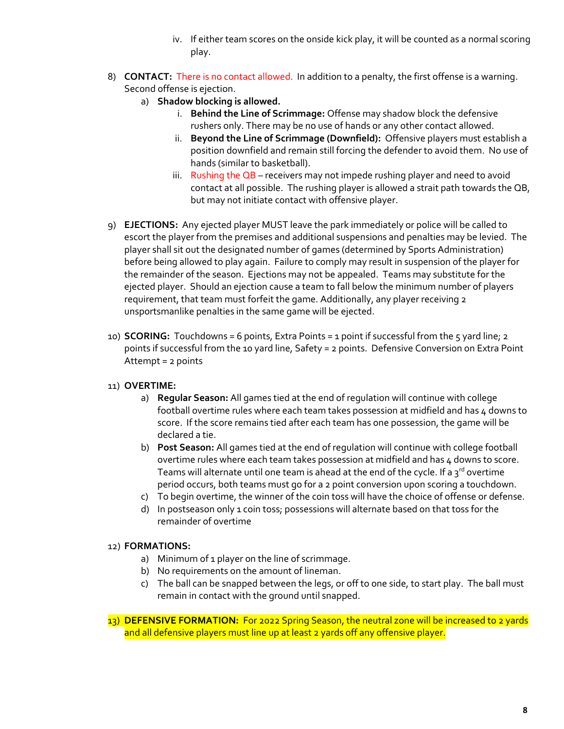iv. If either team scores on the onside kick play, it will be counted as a normal scoring play.

8) **CONTACT:** There is no contact allowed. In addition to a penalty, the first offense is a warning. Second offense is ejection.
   a) **Shadow blocking is allowed.**
      i. **Behind the Line of Scrimmage:** Offense may shadow block the defensive rushers only. There may be no use of hands or any other contact allowed.
      ii. **Beyond the Line of Scrimmage (Downfield):** Offensive players must establish a position downfield and remain still forcing the defender to avoid them. No use of hands (similar to basketball).
      iii. Rushing the QB – receivers may not impede rushing player and need to avoid contact at all possible. The rushing player is allowed a strait path towards the QB, but may not initiate contact with offensive player.

9) **EJECTIONS:** Any ejected player MUST leave the park immediately or police will be called to escort the player from the premises and additional suspensions and penalties may be levied. The player shall sit out the designated number of games (determined by Sports Administration) before being allowed to play again. Failure to comply may result in suspension of the player for the remainder of the season. Ejections may not be appealed. Teams may substitute for the ejected player. Should an ejection cause a team to fall below the minimum number of players requirement, that team must forfeit the game. Additionally, any player receiving 2 unsportsmanlike penalties in the same game will be ejected.

10) **SCORING:** Touchdowns = 6 points, Extra Points = 1 point if successful from the 5 yard line; 2 points if successful from the 10 yard line, Safety = 2 points. Defensive Conversion on Extra Point Attempt = 2 points

11) **OVERTIME:**
   a) **Regular Season:** All games tied at the end of regulation will continue with college football overtime rules where each team takes possession at midfield and has 4 downs to score. If the score remains tied after each team has one possession, the game will be declared a tie.
   b) **Post Season:** All games tied at the end of regulation will continue with college football overtime rules where each team takes possession at midfield and has 4 downs to score. Teams will alternate until one team is ahead at the end of the cycle. If a 3rd overtime period occurs, both teams must go for a 2 point conversion upon scoring a touchdown.
   c) To begin overtime, the winner of the coin toss will have the choice of offense or defense.
   d) In postseason only 1 coin toss; possessions will alternate based on that toss for the remainder of overtime

12) **FORMATIONS:**
   a) Minimum of 1 player on the line of scrimmage.
   b) No requirements on the amount of lineman.
   c) The ball can be snapped between the legs, or off to one side, to start play. The ball must remain in contact with the ground until snapped.

13) **DEFENSIVE FORMATION:** For 2022 Spring Season, the neutral zone will be increased to 2 yards and all defensive players must line up at least 2 yards off any offensive player.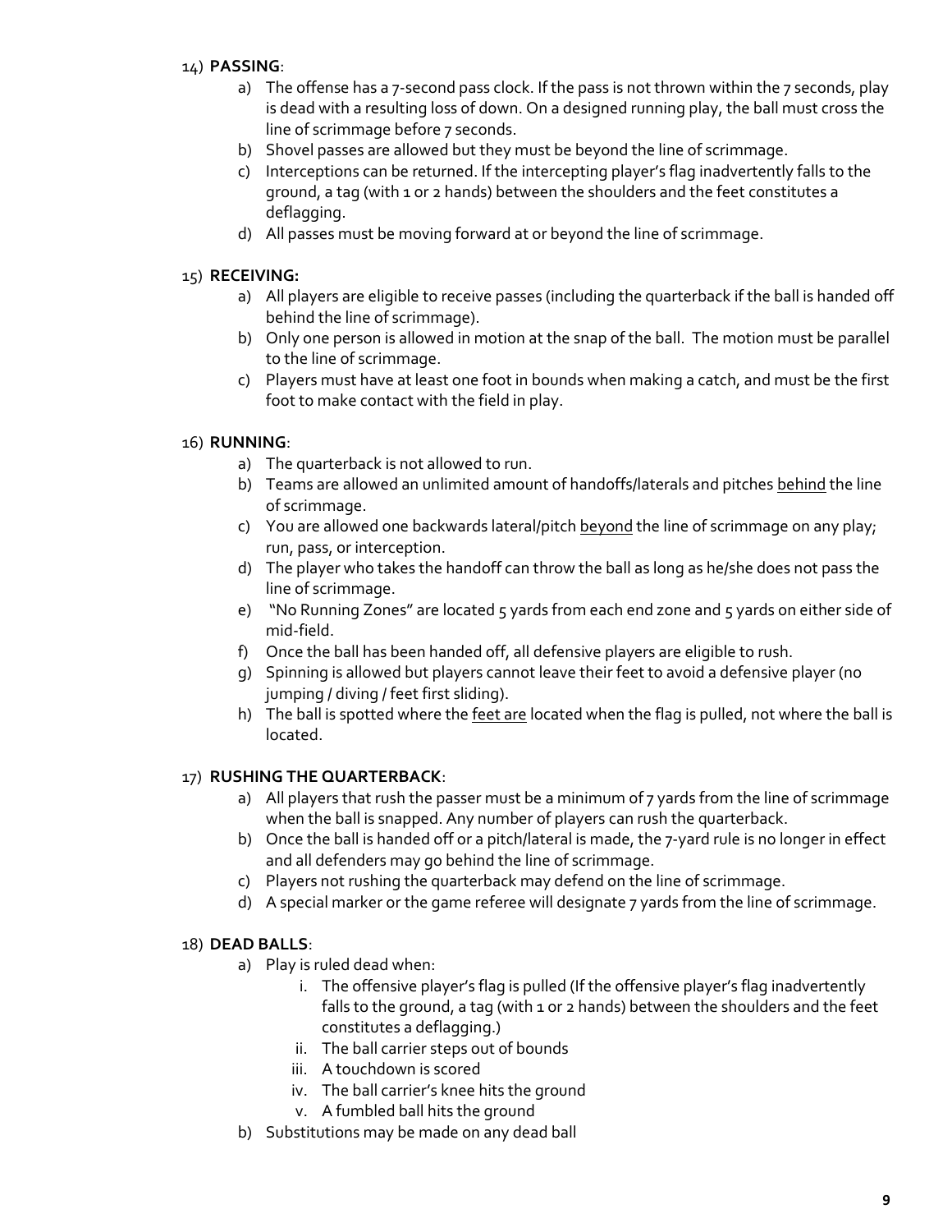14) **PASSING**:

a) The offense has a 7-second pass clock. If the pass is not thrown within the 7 seconds, play is dead with a resulting loss of down. On a designed running play, the ball must cross the line of scrimmage before 7 seconds.

b) Shovel passes are allowed but they must be beyond the line of scrimmage.

c) Interceptions can be returned. If the intercepting player's flag inadvertently falls to the ground, a tag (with 1 or 2 hands) between the shoulders and the feet constitutes a deflagging.

d) All passes must be moving forward at or beyond the line of scrimmage.

15) **RECEIVING:**

a) All players are eligible to receive passes (including the quarterback if the ball is handed off behind the line of scrimmage).

b) Only one person is allowed in motion at the snap of the ball. The motion must be parallel to the line of scrimmage.

c) Players must have at least one foot in bounds when making a catch, and must be the first foot to make contact with the field in play.

16) **RUNNING**:

a) The quarterback is not allowed to run.

b) Teams are allowed an unlimited amount of handoffs/laterals and pitches <u>behind</u> the line of scrimmage.

c) You are allowed one backwards lateral/pitch <u>beyond</u> the line of scrimmage on any play; run, pass, or interception.

d) The player who takes the handoff can throw the ball as long as he/she does not pass the line of scrimmage.

e) "No Running Zones" are located 5 yards from each end zone and 5 yards on either side of mid-field.

f) Once the ball has been handed off, all defensive players are eligible to rush.

g) Spinning is allowed but players cannot leave their feet to avoid a defensive player (no jumping / diving / feet first sliding).

h) The ball is spotted where the <u>feet are</u> located when the flag is pulled, not where the ball is located.

17) **RUSHING THE QUARTERBACK**:

a) All players that rush the passer must be a minimum of 7 yards from the line of scrimmage when the ball is snapped. Any number of players can rush the quarterback.

b) Once the ball is handed off or a pitch/lateral is made, the 7-yard rule is no longer in effect and all defenders may go behind the line of scrimmage.

c) Players not rushing the quarterback may defend on the line of scrimmage.

d) A special marker or the game referee will designate 7 yards from the line of scrimmage.

18) **DEAD BALLS**:

a) Play is ruled dead when:

   i. The offensive player's flag is pulled (If the offensive player's flag inadvertently falls to the ground, a tag (with 1 or 2 hands) between the shoulders and the feet constitutes a deflagging.)

   ii. The ball carrier steps out of bounds

   iii. A touchdown is scored

   iv. The ball carrier's knee hits the ground

   v. A fumbled ball hits the ground

b) Substitutions may be made on any dead ball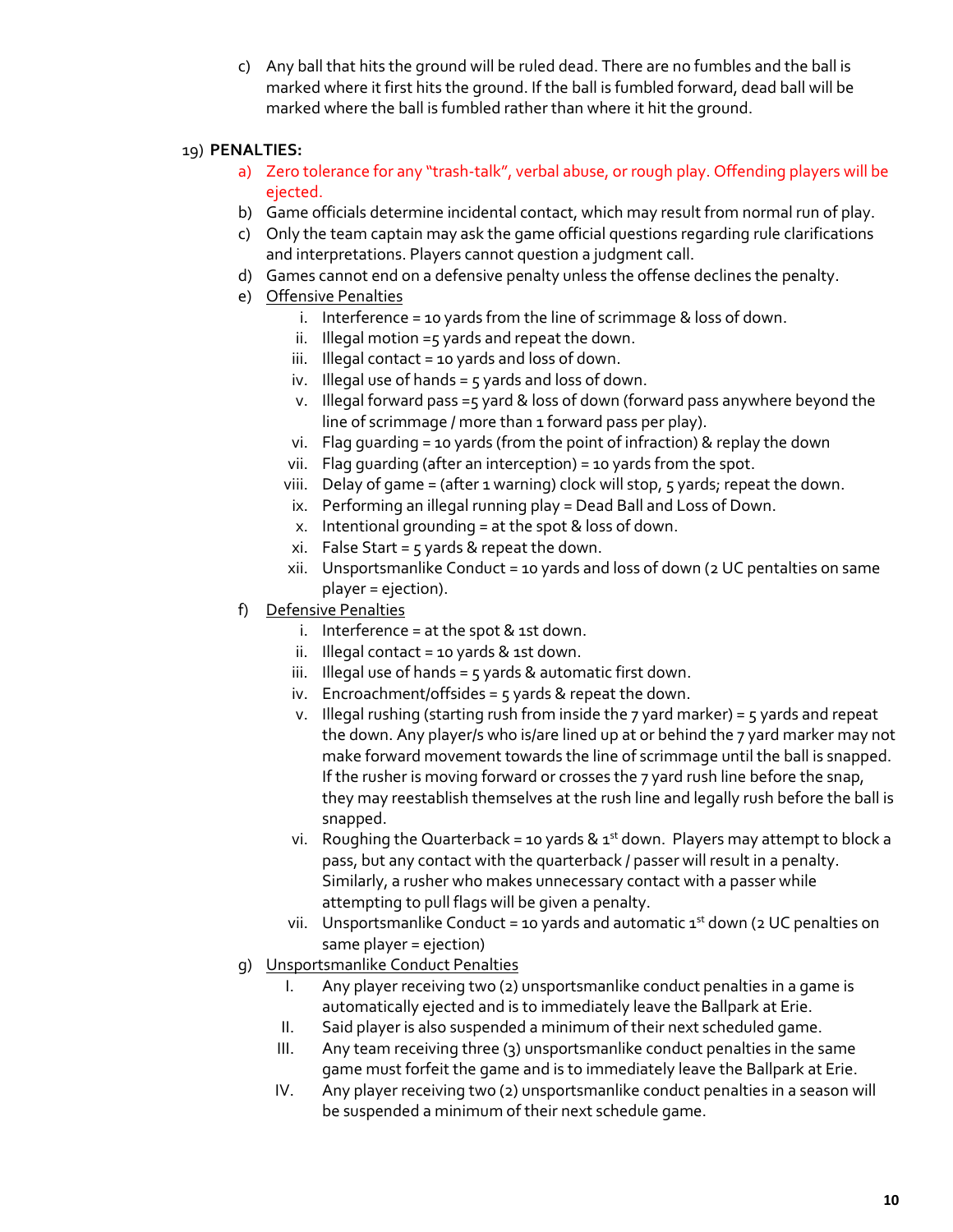c) Any ball that hits the ground will be ruled dead. There are no fumbles and the ball is marked where it first hits the ground. If the ball is fumbled forward, dead ball will be marked where the ball is fumbled rather than where it hit the ground.

19) **PENALTIES:**

a) Zero tolerance for any "trash-talk", verbal abuse, or rough play. Offending players will be ejected.

b) Game officials determine incidental contact, which may result from normal run of play.

c) Only the team captain may ask the game official questions regarding rule clarifications and interpretations. Players cannot question a judgment call.

d) Games cannot end on a defensive penalty unless the offense declines the penalty.

e) Offensive Penalties

   i. Interference = 10 yards from the line of scrimmage & loss of down.
   ii. Illegal motion =5 yards and repeat the down.
   iii. Illegal contact = 10 yards and loss of down.
   iv. Illegal use of hands = 5 yards and loss of down.
   v. Illegal forward pass =5 yard & loss of down (forward pass anywhere beyond the line of scrimmage / more than 1 forward pass per play).
   vi. Flag guarding = 10 yards (from the point of infraction) & replay the down
   vii. Flag guarding (after an interception) = 10 yards from the spot.
   viii. Delay of game = (after 1 warning) clock will stop, 5 yards; repeat the down.
   ix. Performing an illegal running play = Dead Ball and Loss of Down.
   x. Intentional grounding = at the spot & loss of down.
   xi. False Start = 5 yards & repeat the down.
   xii. Unsportsmanlike Conduct = 10 yards and loss of down (2 UC pentalties on same player = ejection).

f) Defensive Penalties

   i. Interference = at the spot & 1st down.
   ii. Illegal contact = 10 yards & 1st down.
   iii. Illegal use of hands = 5 yards & automatic first down.
   iv. Encroachment/offsides = 5 yards & repeat the down.
   v. Illegal rushing (starting rush from inside the 7 yard marker) = 5 yards and repeat the down. Any player/s who is/are lined up at or behind the 7 yard marker may not make forward movement towards the line of scrimmage until the ball is snapped. If the rusher is moving forward or crosses the 7 yard rush line before the snap, they may reestablish themselves at the rush line and legally rush before the ball is snapped.
   vi. Roughing the Quarterback = 10 yards & 1st down. Players may attempt to block a pass, but any contact with the quarterback / passer will result in a penalty. Similarly, a rusher who makes unnecessary contact with a passer while attempting to pull flags will be given a penalty.
   vii. Unsportsmanlike Conduct = 10 yards and automatic 1st down (2 UC penalties on same player = ejection)

g) Unsportsmanlike Conduct Penalties

   I. Any player receiving two (2) unsportsmanlike conduct penalties in a game is automatically ejected and is to immediately leave the Ballpark at Erie.
   II. Said player is also suspended a minimum of their next scheduled game.
   III. Any team receiving three (3) unsportsmanlike conduct penalties in the same game must forfeit the game and is to immediately leave the Ballpark at Erie.
   IV. Any player receiving two (2) unsportsmanlike conduct penalties in a season will be suspended a minimum of their next schedule game.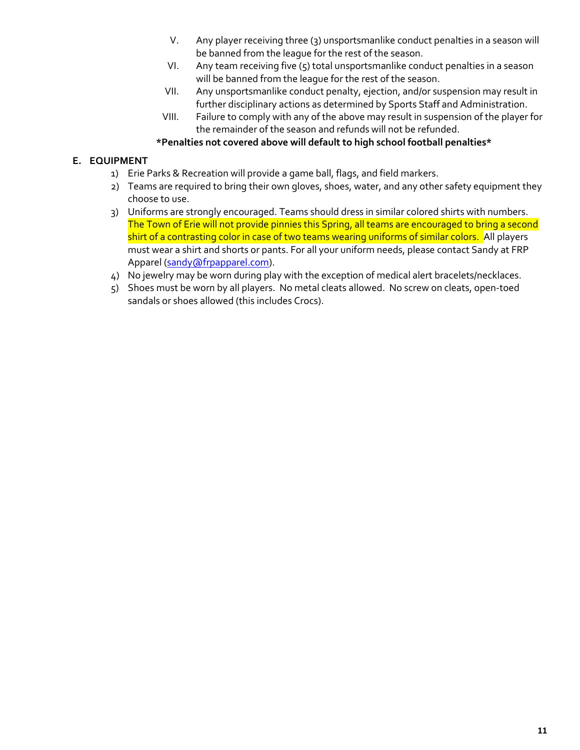V. Any player receiving three (3) unsportsmanlike conduct penalties in a season will be banned from the league for the rest of the season.

VI. Any team receiving five (5) total unsportsmanlike conduct penalties in a season will be banned from the league for the rest of the season.

VII. Any unsportsmanlike conduct penalty, ejection, and/or suspension may result in further disciplinary actions as determined by Sports Staff and Administration.

VIII. Failure to comply with any of the above may result in suspension of the player for the remainder of the season and refunds will not be refunded.

**\*Penalties not covered above will default to high school football penalties\***

**E. EQUIPMENT**

1) Erie Parks & Recreation will provide a game ball, flags, and field markers.
2) Teams are required to bring their own gloves, shoes, water, and any other safety equipment they choose to use.
3) Uniforms are strongly encouraged. Teams should dress in similar colored shirts with numbers. The Town of Erie will not provide pinnies this Spring, all teams are encouraged to bring a second shirt of a contrasting color in case of two teams wearing uniforms of similar colors. All players must wear a shirt and shorts or pants. For all your uniform needs, please contact Sandy at FRP Apparel (sandy@frpapparel.com).
4) No jewelry may be worn during play with the exception of medical alert bracelets/necklaces.
5) Shoes must be worn by all players. No metal cleats allowed. No screw on cleats, open-toed sandals or shoes allowed (this includes Crocs).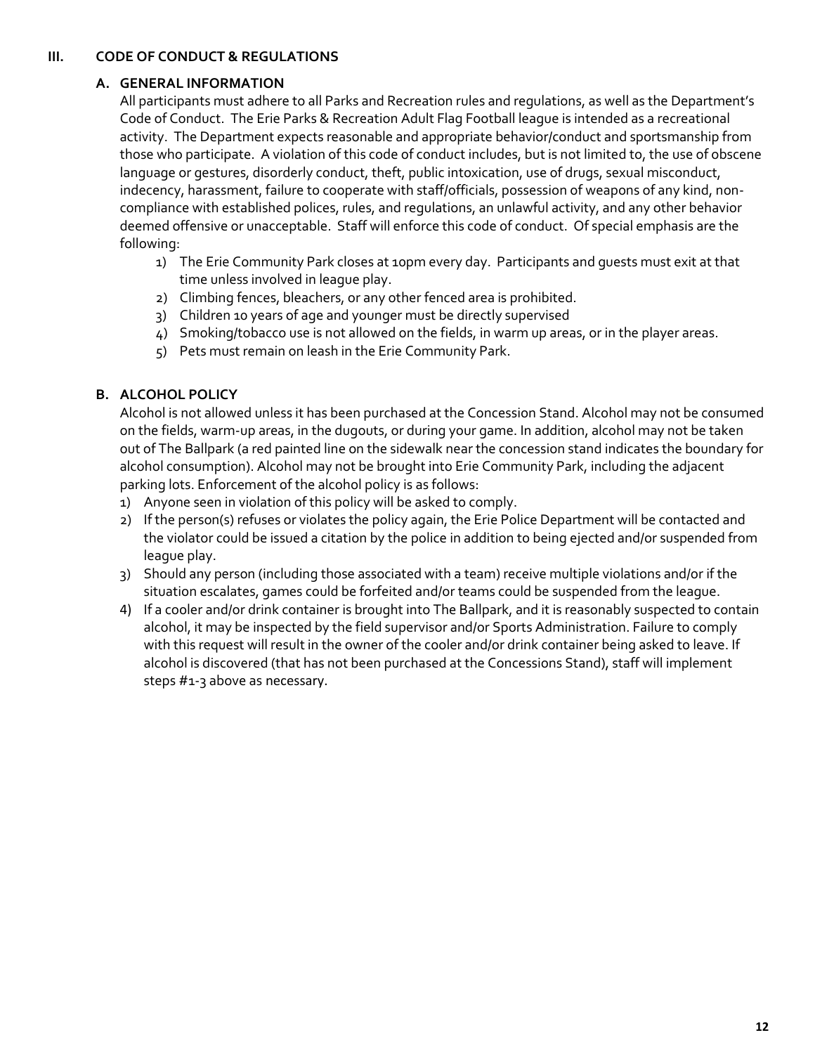## III. CODE OF CONDUCT & REGULATIONS

### A. GENERAL INFORMATION

All participants must adhere to all Parks and Recreation rules and regulations, as well as the Department's Code of Conduct. The Erie Parks & Recreation Adult Flag Football league is intended as a recreational activity. The Department expects reasonable and appropriate behavior/conduct and sportsmanship from those who participate. A violation of this code of conduct includes, but is not limited to, the use of obscene language or gestures, disorderly conduct, theft, public intoxication, use of drugs, sexual misconduct, indecency, harassment, failure to cooperate with staff/officials, possession of weapons of any kind, non-compliance with established polices, rules, and regulations, an unlawful activity, and any other behavior deemed offensive or unacceptable. Staff will enforce this code of conduct. Of special emphasis are the following:

1) The Erie Community Park closes at 10pm every day. Participants and guests must exit at that time unless involved in league play.
2) Climbing fences, bleachers, or any other fenced area is prohibited.
3) Children 10 years of age and younger must be directly supervised
4) Smoking/tobacco use is not allowed on the fields, in warm up areas, or in the player areas.
5) Pets must remain on leash in the Erie Community Park.

### B. ALCOHOL POLICY

Alcohol is not allowed unless it has been purchased at the Concession Stand. Alcohol may not be consumed on the fields, warm-up areas, in the dugouts, or during your game. In addition, alcohol may not be taken out of The Ballpark (a red painted line on the sidewalk near the concession stand indicates the boundary for alcohol consumption). Alcohol may not be brought into Erie Community Park, including the adjacent parking lots. Enforcement of the alcohol policy is as follows:

1) Anyone seen in violation of this policy will be asked to comply.
2) If the person(s) refuses or violates the policy again, the Erie Police Department will be contacted and the violator could be issued a citation by the police in addition to being ejected and/or suspended from league play.
3) Should any person (including those associated with a team) receive multiple violations and/or if the situation escalates, games could be forfeited and/or teams could be suspended from the league.
4) If a cooler and/or drink container is brought into The Ballpark, and it is reasonably suspected to contain alcohol, it may be inspected by the field supervisor and/or Sports Administration. Failure to comply with this request will result in the owner of the cooler and/or drink container being asked to leave. If alcohol is discovered (that has not been purchased at the Concessions Stand), staff will implement steps #1-3 above as necessary.